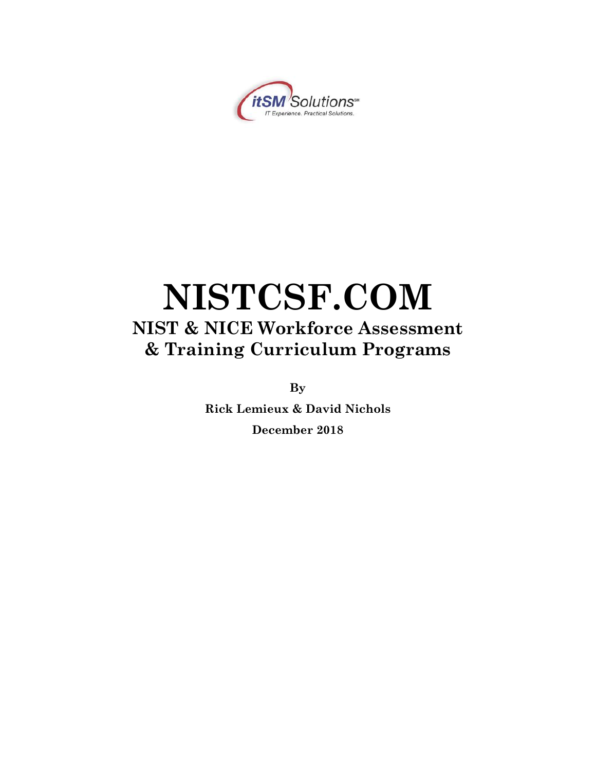itSM Solutions℠
IT Experience. Practical Solutions.

# NISTCSF.COM

## NIST & NICE Workforce Assessment & Training Curriculum Programs

**By**

**Rick Lemieux & David Nichols**

**December 2018**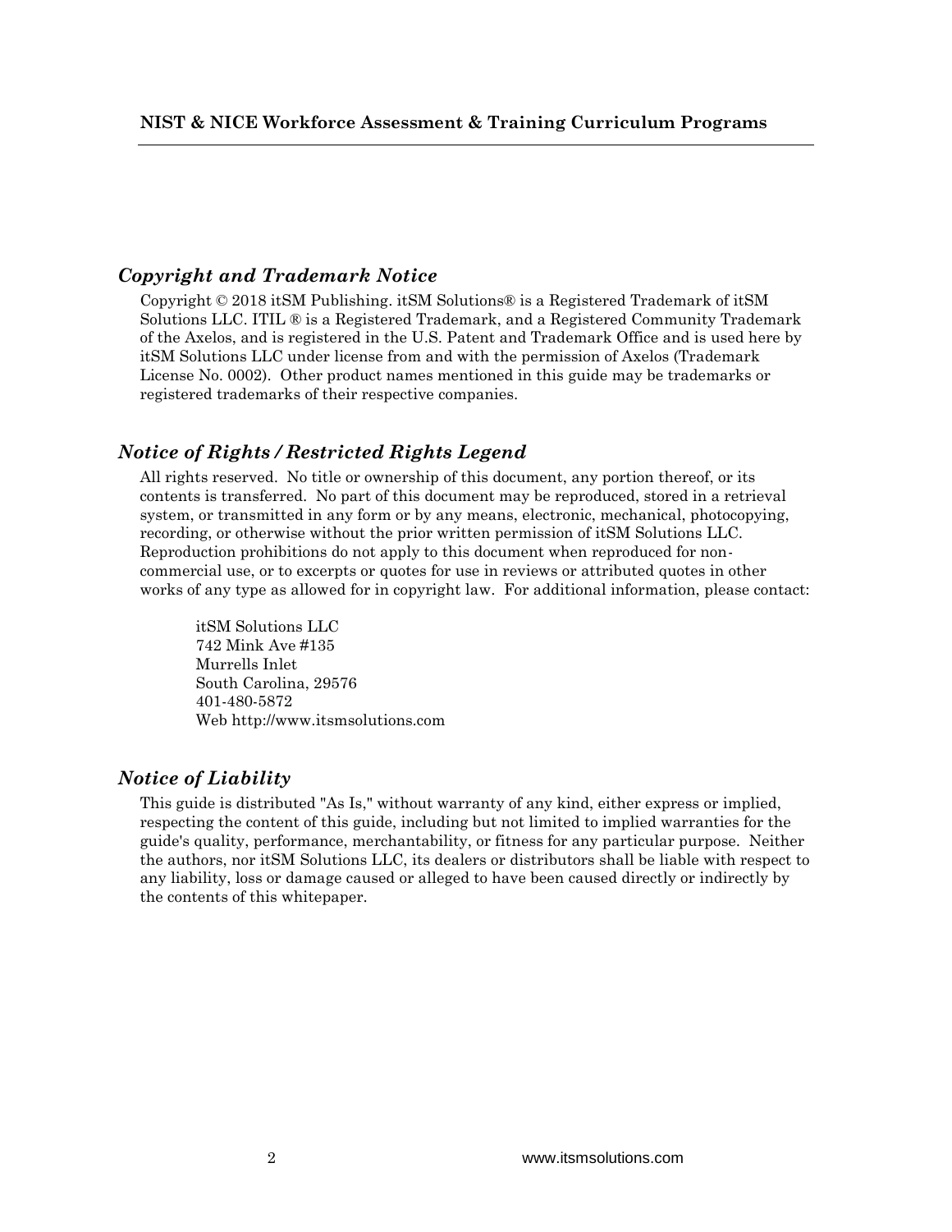## *Copyright and Trademark Notice*

Copyright © 2018 itSM Publishing. itSM Solutions® is a Registered Trademark of itSM Solutions LLC. ITIL ® is a Registered Trademark, and a Registered Community Trademark of the Axelos, and is registered in the U.S. Patent and Trademark Office and is used here by itSM Solutions LLC under license from and with the permission of Axelos (Trademark License No. 0002). Other product names mentioned in this guide may be trademarks or registered trademarks of their respective companies.

## *Notice of Rights / Restricted Rights Legend*

All rights reserved. No title or ownership of this document, any portion thereof, or its contents is transferred. No part of this document may be reproduced, stored in a retrieval system, or transmitted in any form or by any means, electronic, mechanical, photocopying, recording, or otherwise without the prior written permission of itSM Solutions LLC. Reproduction prohibitions do not apply to this document when reproduced for non-commercial use, or to excerpts or quotes for use in reviews or attributed quotes in other works of any type as allowed for in copyright law. For additional information, please contact:

itSM Solutions LLC
742 Mink Ave #135
Murrells Inlet
South Carolina, 29576
401-480-5872
Web http://www.itsmsolutions.com

## *Notice of Liability*

This guide is distributed "As Is," without warranty of any kind, either express or implied, respecting the content of this guide, including but not limited to implied warranties for the guide's quality, performance, merchantability, or fitness for any particular purpose. Neither the authors, nor itSM Solutions LLC, its dealers or distributors shall be liable with respect to any liability, loss or damage caused or alleged to have been caused directly or indirectly by the contents of this whitepaper.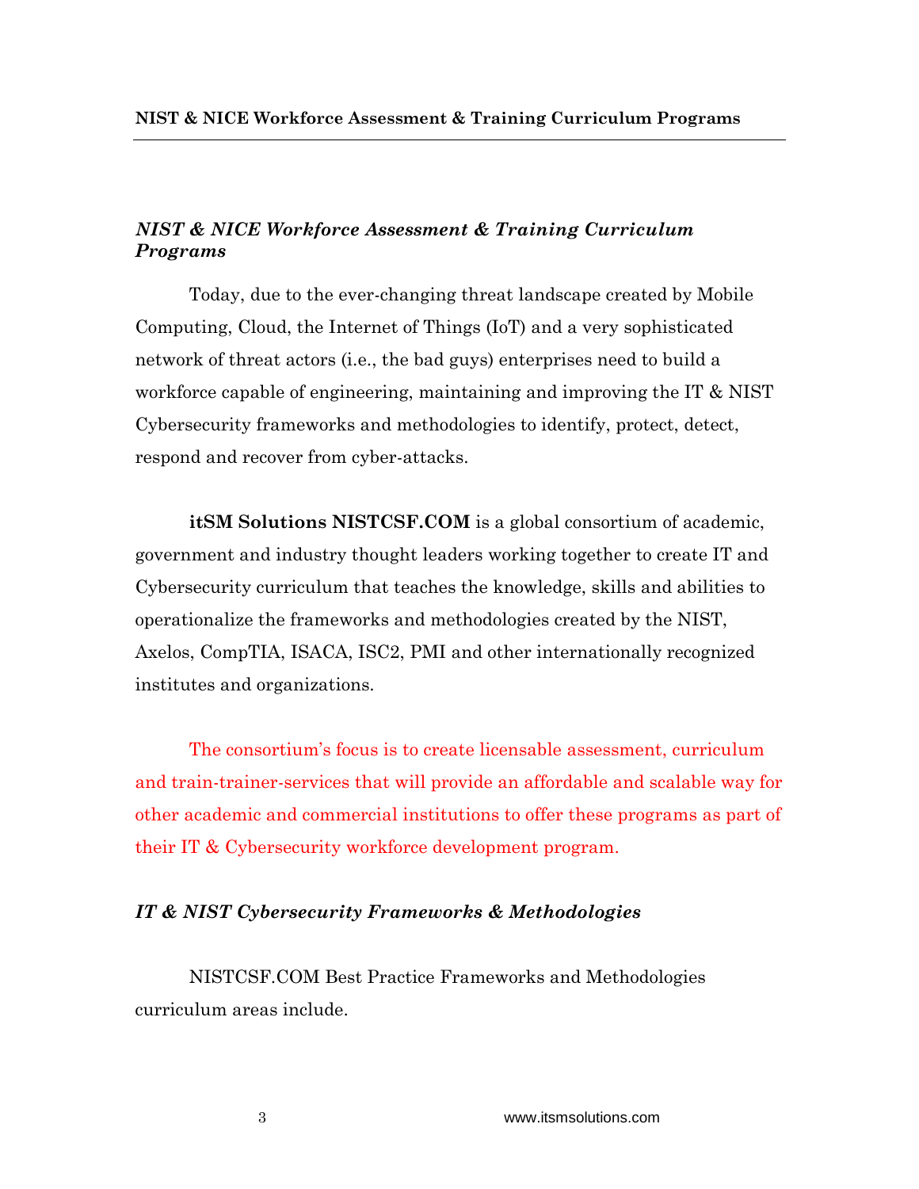## *NIST & NICE Workforce Assessment & Training Curriculum Programs*

Today, due to the ever-changing threat landscape created by Mobile Computing, Cloud, the Internet of Things (IoT) and a very sophisticated network of threat actors (i.e., the bad guys) enterprises need to build a workforce capable of engineering, maintaining and improving the IT & NIST Cybersecurity frameworks and methodologies to identify, protect, detect, respond and recover from cyber-attacks.

**itSM Solutions NISTCSF.COM** is a global consortium of academic, government and industry thought leaders working together to create IT and Cybersecurity curriculum that teaches the knowledge, skills and abilities to operationalize the frameworks and methodologies created by the NIST, Axelos, CompTIA, ISACA, ISC2, PMI and other internationally recognized institutes and organizations.

The consortium's focus is to create licensable assessment, curriculum and train-trainer-services that will provide an affordable and scalable way for other academic and commercial institutions to offer these programs as part of their IT & Cybersecurity workforce development program.

## *IT & NIST Cybersecurity Frameworks & Methodologies*

NISTCSF.COM Best Practice Frameworks and Methodologies curriculum areas include.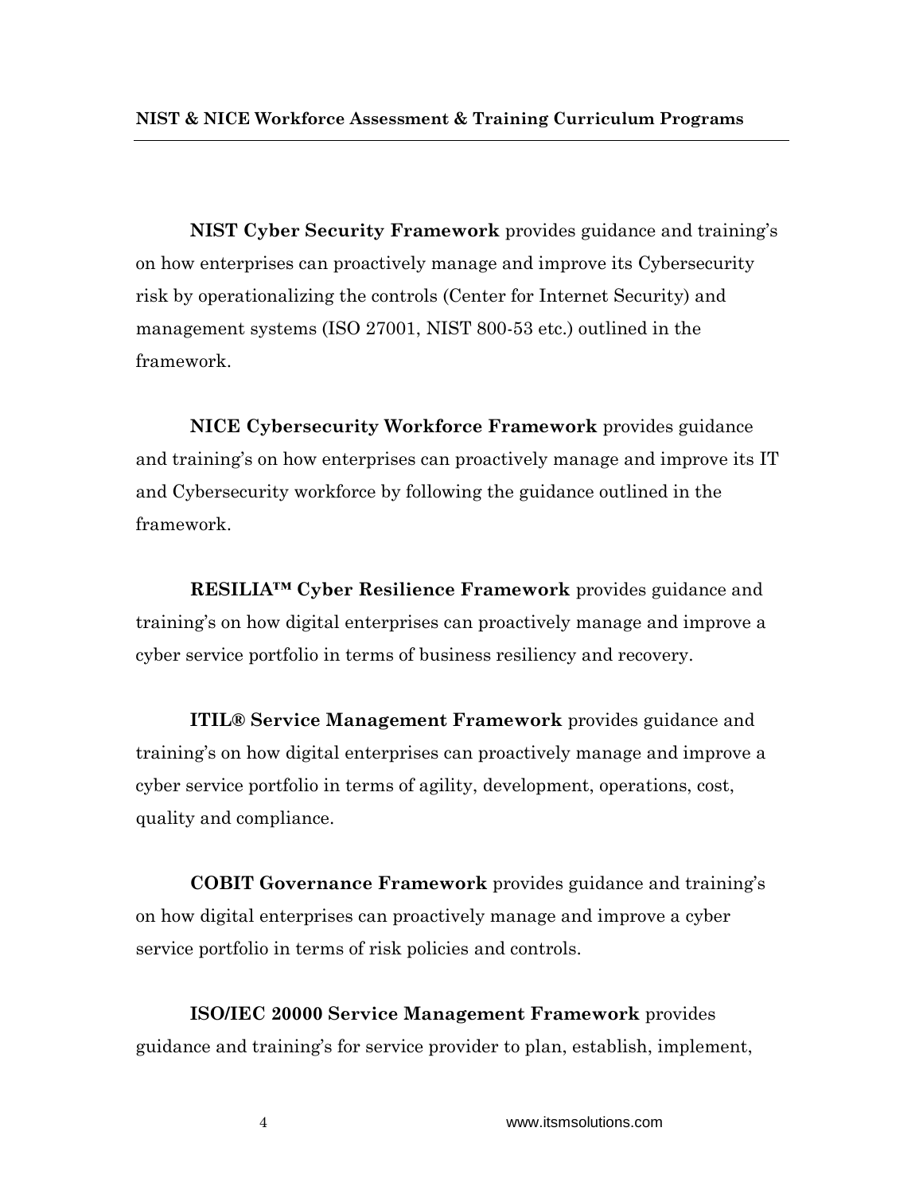**NIST Cyber Security Framework** provides guidance and training's on how enterprises can proactively manage and improve its Cybersecurity risk by operationalizing the controls (Center for Internet Security) and management systems (ISO 27001, NIST 800-53 etc.) outlined in the framework.

**NICE Cybersecurity Workforce Framework** provides guidance and training's on how enterprises can proactively manage and improve its IT and Cybersecurity workforce by following the guidance outlined in the framework.

**RESILIA™ Cyber Resilience Framework** provides guidance and training's on how digital enterprises can proactively manage and improve a cyber service portfolio in terms of business resiliency and recovery.

**ITIL® Service Management Framework** provides guidance and training's on how digital enterprises can proactively manage and improve a cyber service portfolio in terms of agility, development, operations, cost, quality and compliance.

**COBIT Governance Framework** provides guidance and training's on how digital enterprises can proactively manage and improve a cyber service portfolio in terms of risk policies and controls.

**ISO/IEC 20000 Service Management Framework** provides guidance and training's for service provider to plan, establish, implement,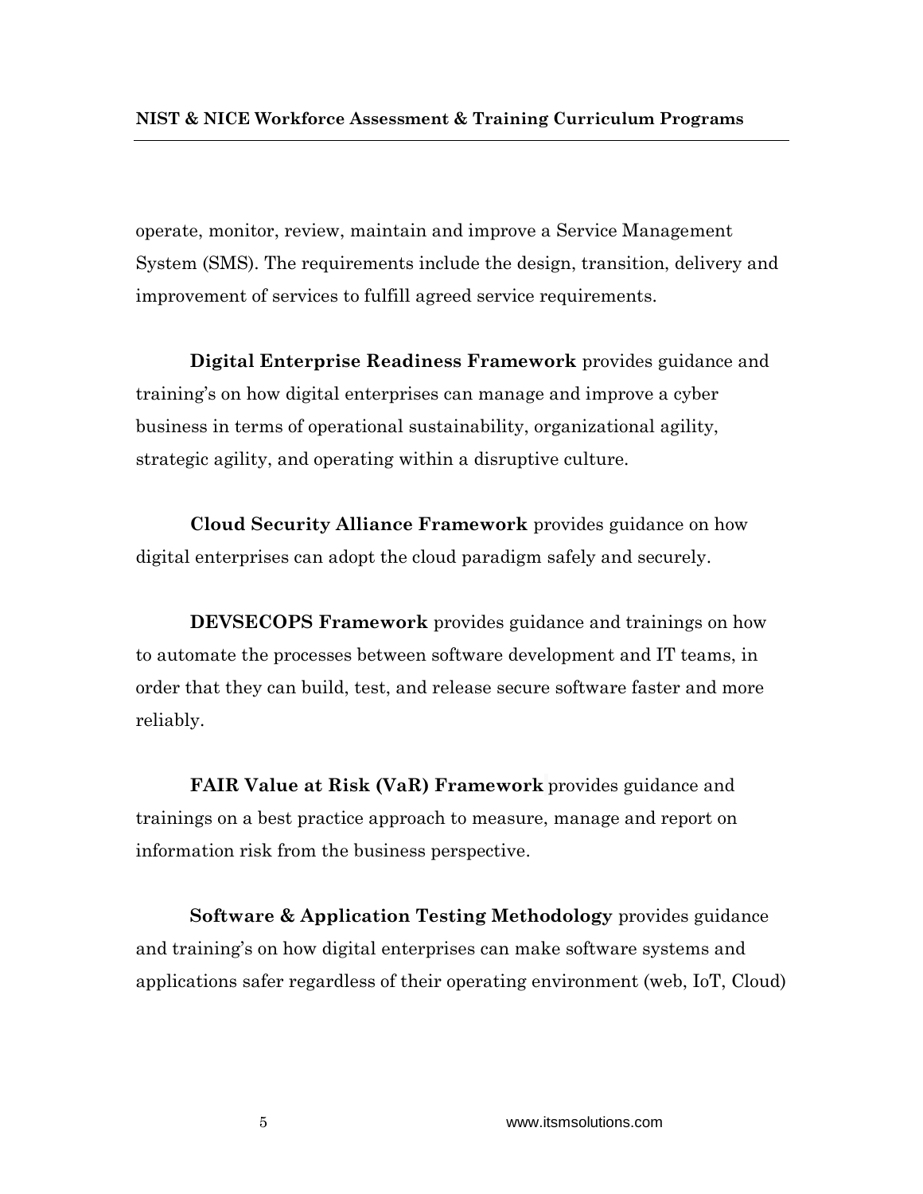operate, monitor, review, maintain and improve a Service Management System (SMS). The requirements include the design, transition, delivery and improvement of services to fulfill agreed service requirements.

**Digital Enterprise Readiness Framework** provides guidance and training's on how digital enterprises can manage and improve a cyber business in terms of operational sustainability, organizational agility, strategic agility, and operating within a disruptive culture.

**Cloud Security Alliance Framework** provides guidance on how digital enterprises can adopt the cloud paradigm safely and securely.

**DEVSECOPS Framework** provides guidance and trainings on how to automate the processes between software development and IT teams, in order that they can build, test, and release secure software faster and more reliably.

**FAIR Value at Risk (VaR) Framework** provides guidance and trainings on a best practice approach to measure, manage and report on information risk from the business perspective.

**Software & Application Testing Methodology** provides guidance and training's on how digital enterprises can make software systems and applications safer regardless of their operating environment (web, IoT, Cloud)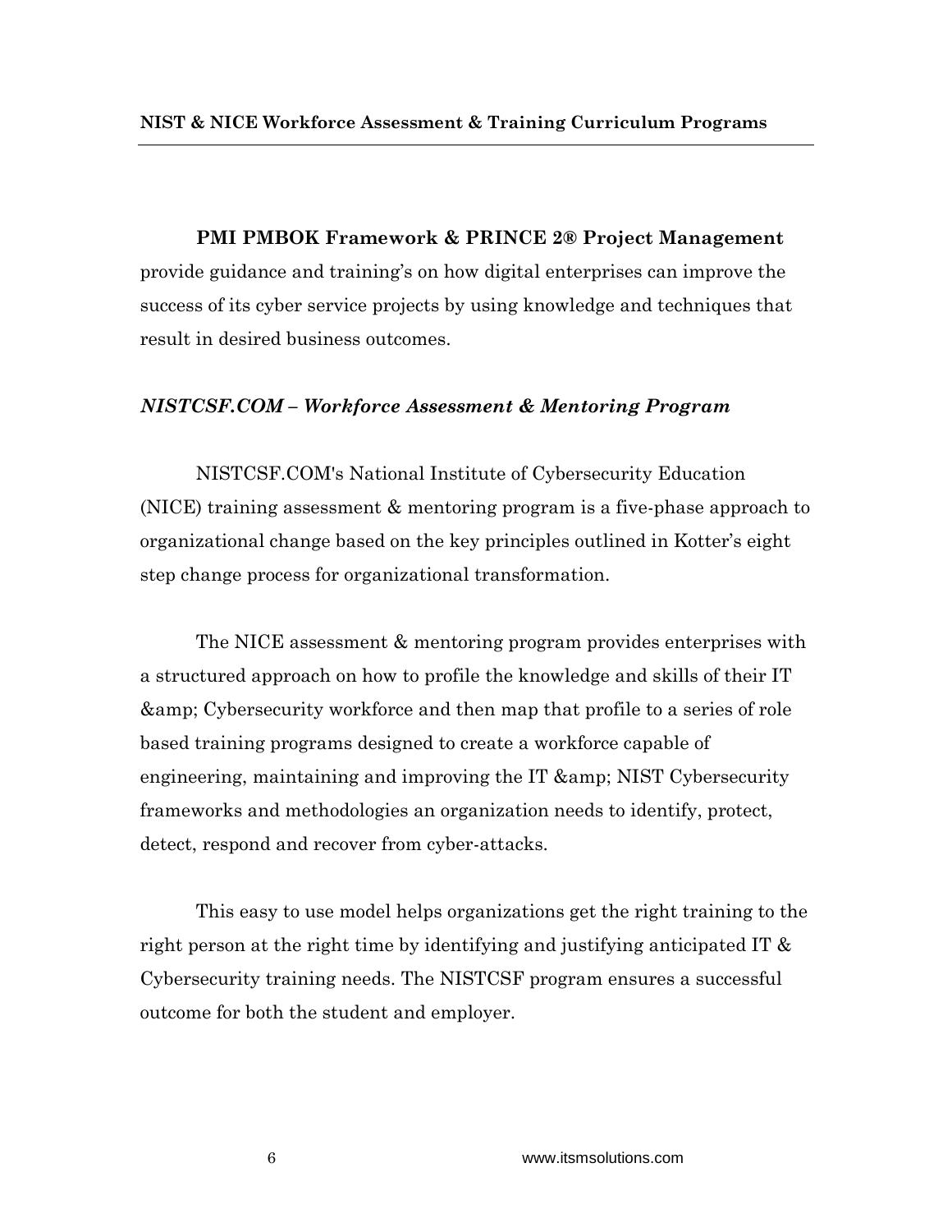**PMI PMBOK Framework & PRINCE 2® Project Management** provide guidance and training's on how digital enterprises can improve the success of its cyber service projects by using knowledge and techniques that result in desired business outcomes.

### *NISTCSF.COM – Workforce Assessment & Mentoring Program*

NISTCSF.COM's National Institute of Cybersecurity Education (NICE) training assessment & mentoring program is a five-phase approach to organizational change based on the key principles outlined in Kotter's eight step change process for organizational transformation.

The NICE assessment & mentoring program provides enterprises with a structured approach on how to profile the knowledge and skills of their IT &amp; Cybersecurity workforce and then map that profile to a series of role based training programs designed to create a workforce capable of engineering, maintaining and improving the IT &amp; NIST Cybersecurity frameworks and methodologies an organization needs to identify, protect, detect, respond and recover from cyber-attacks.

This easy to use model helps organizations get the right training to the right person at the right time by identifying and justifying anticipated IT & Cybersecurity training needs. The NISTCSF program ensures a successful outcome for both the student and employer.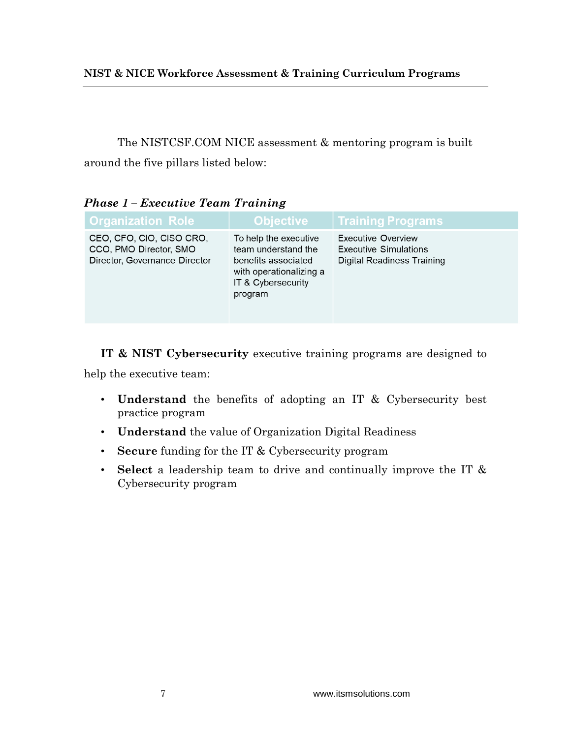The NISTCSF.COM NICE assessment & mentoring program is built around the five pillars listed below:

***Phase 1 – Executive Team Training***

| Organization Role | Objective | Training Programs |
| --- | --- | --- |
| CEO, CFO, CIO, CISO CRO, CCO, PMO Director, SMO Director, Governance Director | To help the executive team understand the benefits associated with operationalizing a IT & Cybersecurity program | Executive Overview<br>Executive Simulations<br>Digital Readiness Training |

**IT & NIST Cybersecurity** executive training programs are designed to help the executive team:

- **Understand** the benefits of adopting an IT & Cybersecurity best practice program
- **Understand** the value of Organization Digital Readiness
- **Secure** funding for the IT & Cybersecurity program
- **Select** a leadership team to drive and continually improve the IT & Cybersecurity program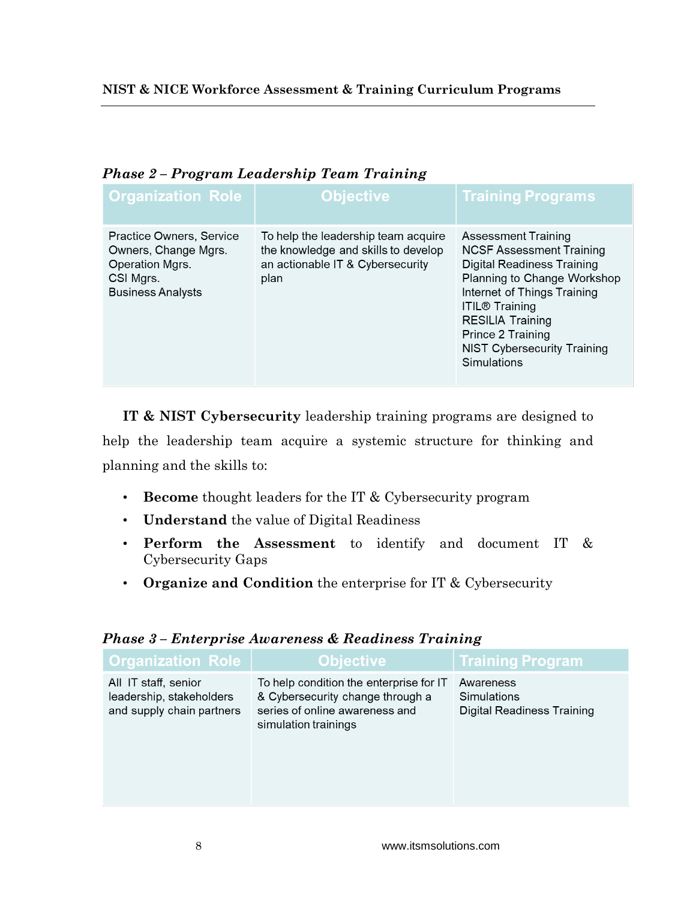*Phase 2 – Program Leadership Team Training*

| Organization Role | Objective | Training Programs |
| --- | --- | --- |
| Practice Owners, Service Owners, Change Mgrs.<br>Operation Mgrs.<br>CSI Mgrs.<br>Business Analysts | To help the leadership team acquire the knowledge and skills to develop an actionable IT & Cybersecurity plan | Assessment Training<br>NCSF Assessment Training<br>Digital Readiness Training<br>Planning to Change Workshop<br>Internet of Things Training<br>ITIL® Training<br>RESILIA Training<br>Prince 2 Training<br>NIST Cybersecurity Training<br>Simulations |

**IT & NIST Cybersecurity** leadership training programs are designed to help the leadership team acquire a systemic structure for thinking and planning and the skills to:

- **Become** thought leaders for the IT & Cybersecurity program
- **Understand** the value of Digital Readiness
- **Perform the Assessment** to identify and document IT & Cybersecurity Gaps
- **Organize and Condition** the enterprise for IT & Cybersecurity

*Phase 3 – Enterprise Awareness & Readiness Training*

| Organization Role | Objective | Training Program |
| --- | --- | --- |
| All IT staff, senior leadership, stakeholders and supply chain partners | To help condition the enterprise for IT & Cybersecurity change through a series of online awareness and simulation trainings | Awareness<br>Simulations<br>Digital Readiness Training |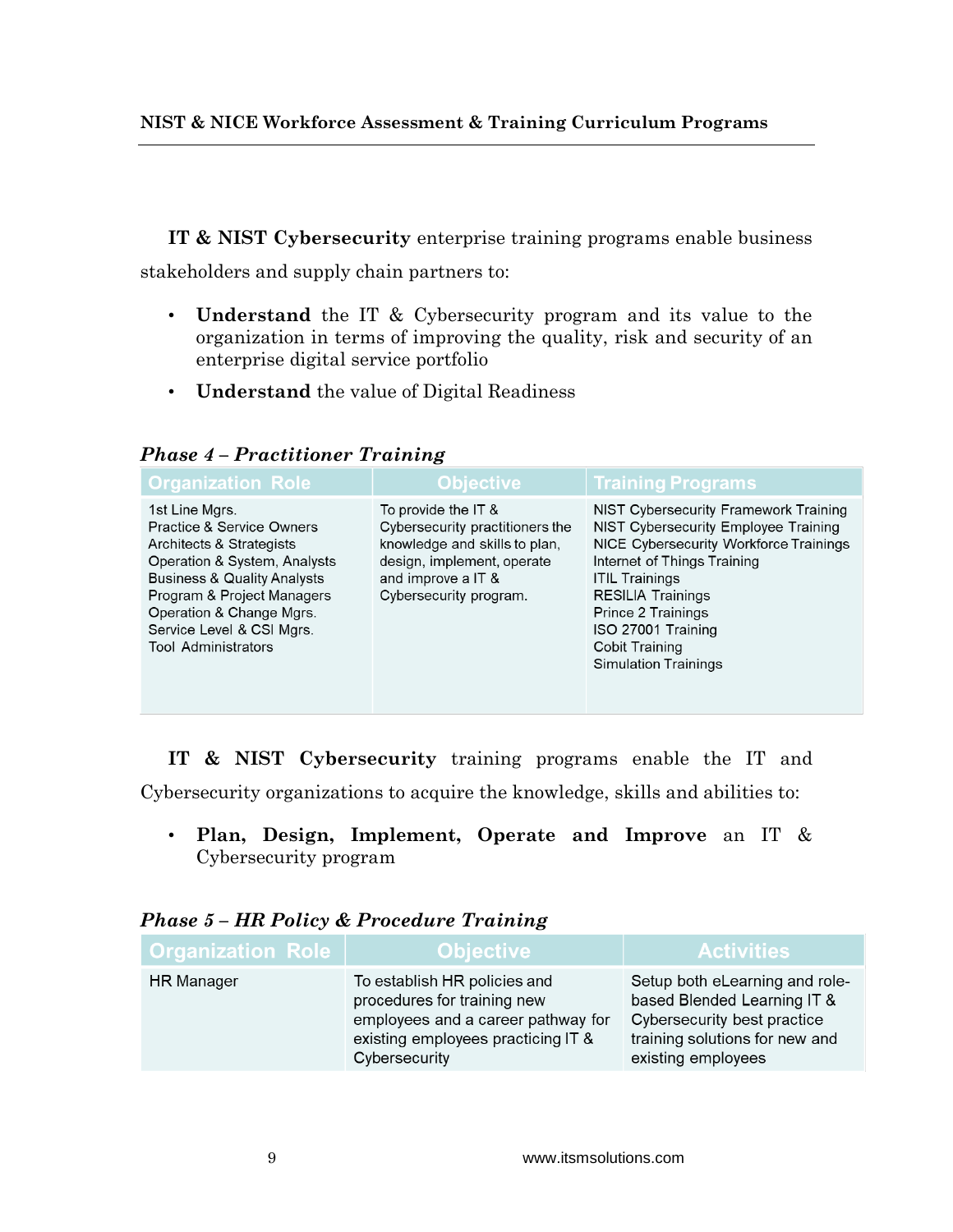**IT & NIST Cybersecurity** enterprise training programs enable business stakeholders and supply chain partners to:

- **Understand** the IT & Cybersecurity program and its value to the organization in terms of improving the quality, risk and security of an enterprise digital service portfolio
- **Understand** the value of Digital Readiness

### *Phase 4 – Practitioner Training*

| Organization Role | Objective | Training Programs |
|---|---|---|
| 1st Line Mgrs.<br>Practice & Service Owners<br>Architects & Strategists<br>Operation & System, Analysts<br>Business & Quality Analysts<br>Program & Project Managers<br>Operation & Change Mgrs.<br>Service Level & CSI Mgrs.<br>Tool Administrators | To provide the IT & Cybersecurity practitioners the knowledge and skills to plan, design, implement, operate and improve a IT & Cybersecurity program. | NIST Cybersecurity Framework Training<br>NIST Cybersecurity Employee Training<br>NICE Cybersecurity Workforce Trainings<br>Internet of Things Training<br>ITIL Trainings<br>RESILIA Trainings<br>Prince 2 Trainings<br>ISO 27001 Training<br>Cobit Training<br>Simulation Trainings |

**IT & NIST Cybersecurity** training programs enable the IT and Cybersecurity organizations to acquire the knowledge, skills and abilities to:

- **Plan, Design, Implement, Operate and Improve** an IT & Cybersecurity program

### *Phase 5 – HR Policy & Procedure Training*

| Organization Role | Objective | Activities |
|---|---|---|
| HR Manager | To establish HR policies and procedures for training new employees and a career pathway for existing employees practicing IT & Cybersecurity | Setup both eLearning and role-based Blended Learning IT & Cybersecurity best practice training solutions for new and existing employees |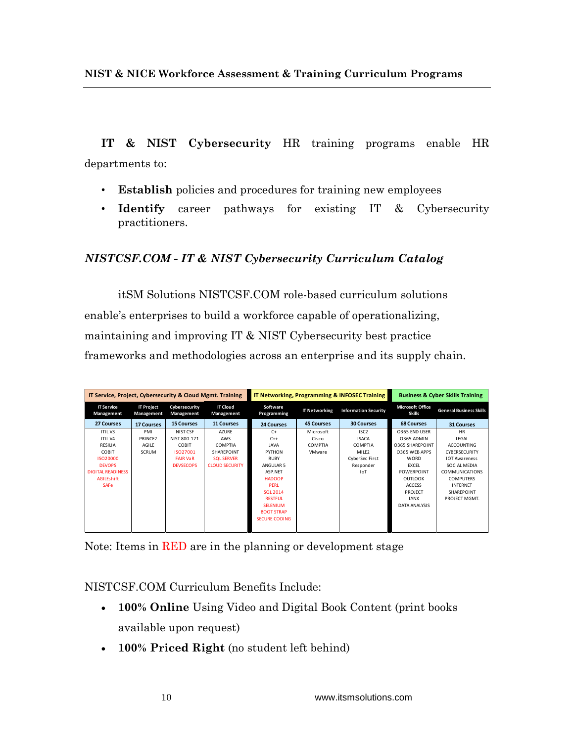**IT & NIST Cybersecurity** HR training programs enable HR departments to:

- **Establish** policies and procedures for training new employees
- **Identify** career pathways for existing IT & Cybersecurity practitioners.

## *NISTCSF.COM - IT & NIST Cybersecurity Curriculum Catalog*

itSM Solutions NISTCSF.COM role-based curriculum solutions enable's enterprises to build a workforce capable of operationalizing, maintaining and improving IT & NIST Cybersecurity best practice frameworks and methodologies across an enterprise and its supply chain.

| IT Service, Project, Cybersecurity & Cloud Mgmt. Training | | | | IT Networking, Programming & INFOSEC Training | | | Business & Cyber Skills Training | |
|---|---|---|---|---|---|---|---|---|
| IT Service Management | IT Project Management | Cybersecurity Management | IT Cloud Management | Software Programming | IT Networking | Information Security | Microsoft Office Skills | General Business Skills |
| 27 Courses | 17 Courses | 15 Courses | 11 Courses | 24 Courses | 45 Courses | 30 Courses | 68 Courses | 31 Courses |
| ITIL V3 | PMI | NIST CSF | AZURE | C+ | Microsoft | ISC2 | O365 END USER | HR |
| ITIL V4 | PRINCE2 | NIST 800-171 | AWS | C++ | Cisco | ISACA | O365 ADMIN | LEGAL |
| RESILIA | AGILE | COBIT | COMPTIA | JAVA | COMPTIA | COMPTIA | O365 SHAREPOINT | ACCOUNTING |
| COBIT | SCRUM | ISO27001 | SHAREPOINT | PYTHON | VMware | MILE2 | O365 WEB APPS | CYBERSECURITY |
| ISO20000 | | FAIR VaR | SQL SERVER | RUBY | | CyberSec First | WORD | IOT Awareness |
| DEVOPS | | DEVSECOPS | CLOUD SECURITY | ANGULAR 5 | | Responder | EXCEL | SOCIAL MEDIA |
| DIGITAL READINESS | | | | ASP.NET | | IoT | POWERPOINT | COMMUNICATIONS |
| AGILEshift | | | | HADOOP | | | OUTLOOK | COMPUTERS |
| SAFe | | | | PERL | | | ACCESS | INTERNET |
| | | | | SQL 2014 | | | PROJECT | SHAREPOINT |
| | | | | RESTFUL | | | LYNX | PROJECT MGMT. |
| | | | | SELENIUM | | | DATA ANALYSIS | |
| | | | | BOOT STRAP | | | | |
| | | | | SECURE CODING | | | | |

Note: Items in RED are in the planning or development stage

NISTCSF.COM Curriculum Benefits Include:

- **100% Online** Using Video and Digital Book Content (print books available upon request)
- **100% Priced Right** (no student left behind)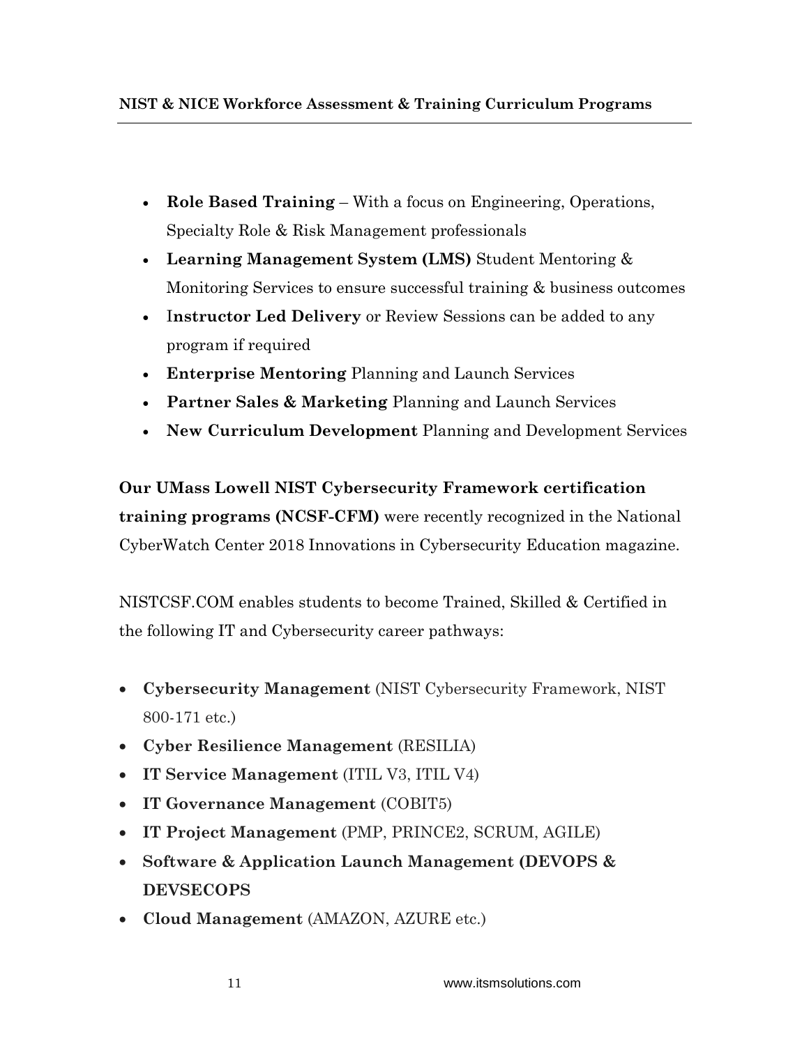- **Role Based Training** – With a focus on Engineering, Operations, Specialty Role & Risk Management professionals
- **Learning Management System (LMS)** Student Mentoring & Monitoring Services to ensure successful training & business outcomes
- I**nstructor Led Delivery** or Review Sessions can be added to any program if required
- **Enterprise Mentoring** Planning and Launch Services
- **Partner Sales & Marketing** Planning and Launch Services
- **New Curriculum Development** Planning and Development Services

**Our UMass Lowell NIST Cybersecurity Framework certification training programs (NCSF-CFM)** were recently recognized in the National CyberWatch Center 2018 Innovations in Cybersecurity Education magazine.

NISTCSF.COM enables students to become Trained, Skilled & Certified in the following IT and Cybersecurity career pathways:

- **Cybersecurity Management** (NIST Cybersecurity Framework, NIST 800-171 etc.)
- **Cyber Resilience Management** (RESILIA)
- **IT Service Management** (ITIL V3, ITIL V4)
- **IT Governance Management** (COBIT5)
- **IT Project Management** (PMP, PRINCE2, SCRUM, AGILE)
- **Software & Application Launch Management (DEVOPS & DEVSECOPS**
- **Cloud Management** (AMAZON, AZURE etc.)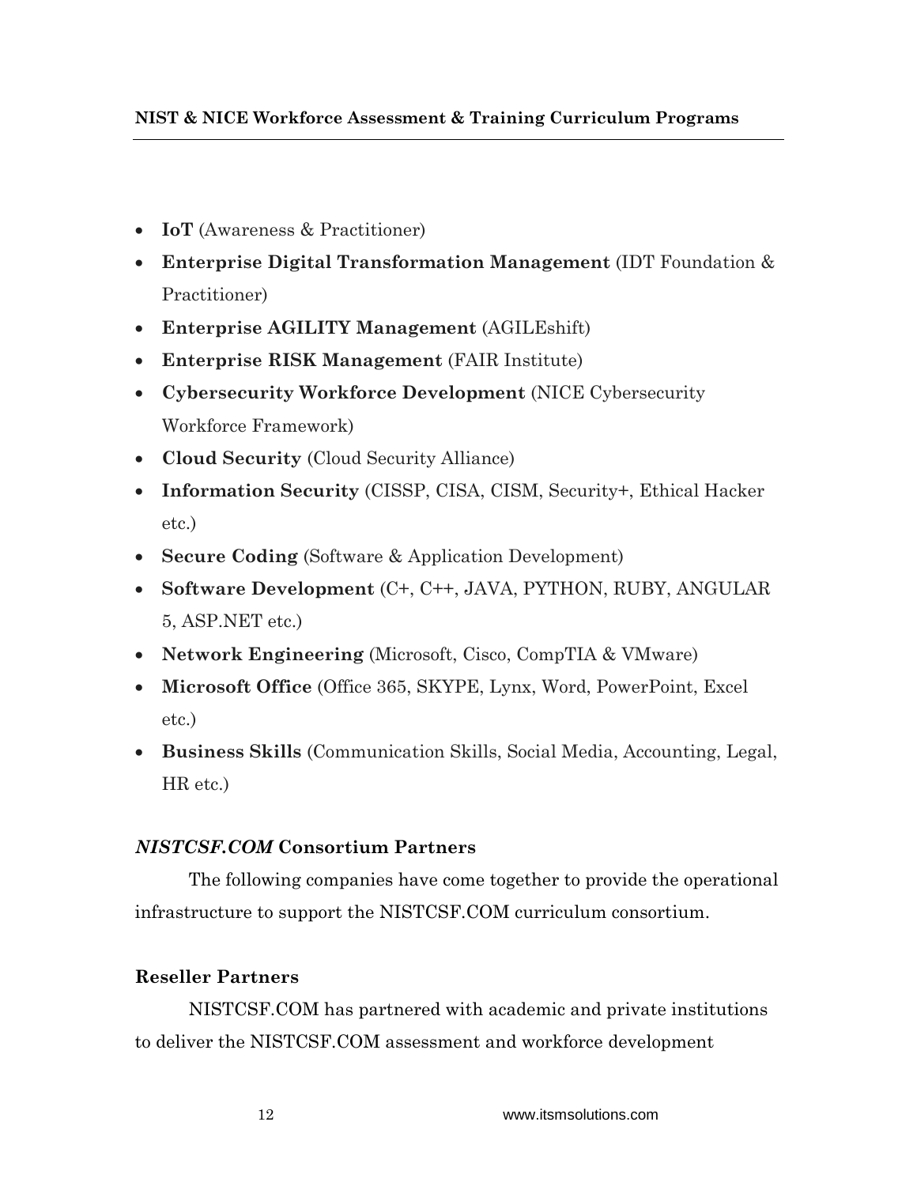- **IoT** (Awareness & Practitioner)
- **Enterprise Digital Transformation Management** (IDT Foundation & Practitioner)
- **Enterprise AGILITY Management** (AGILEshift)
- **Enterprise RISK Management** (FAIR Institute)
- **Cybersecurity Workforce Development** (NICE Cybersecurity Workforce Framework)
- **Cloud Security** (Cloud Security Alliance)
- **Information Security** (CISSP, CISA, CISM, Security+, Ethical Hacker etc.)
- **Secure Coding** (Software & Application Development)
- **Software Development** (C+, C++, JAVA, PYTHON, RUBY, ANGULAR 5, ASP.NET etc.)
- **Network Engineering** (Microsoft, Cisco, CompTIA & VMware)
- **Microsoft Office** (Office 365, SKYPE, Lynx, Word, PowerPoint, Excel etc.)
- **Business Skills** (Communication Skills, Social Media, Accounting, Legal, HR etc.)

### ***NISTCSF.COM*** **Consortium Partners**

The following companies have come together to provide the operational infrastructure to support the NISTCSF.COM curriculum consortium.

### Reseller Partners

NISTCSF.COM has partnered with academic and private institutions to deliver the NISTCSF.COM assessment and workforce development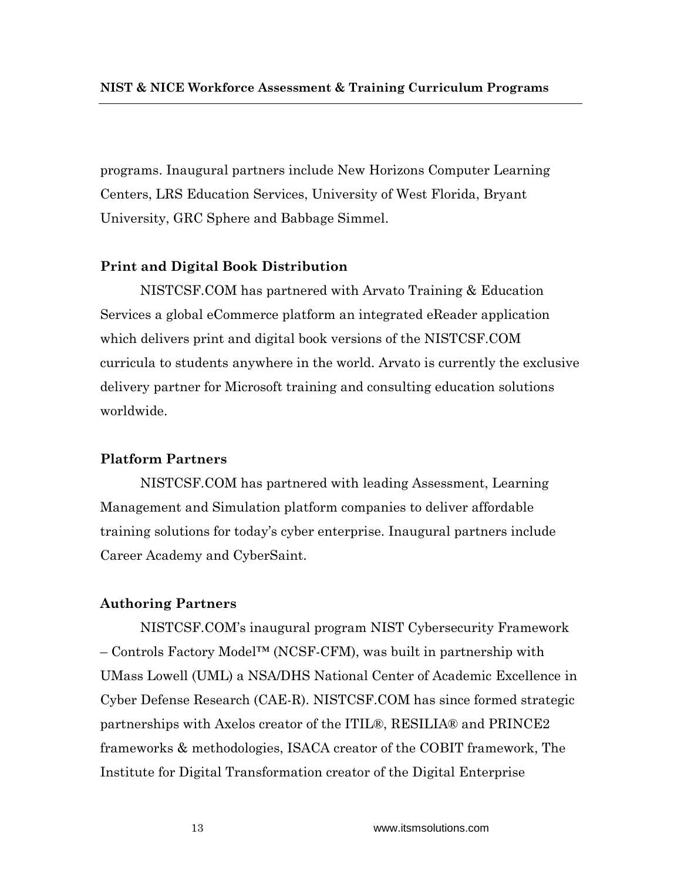programs. Inaugural partners include New Horizons Computer Learning Centers, LRS Education Services, University of West Florida, Bryant University, GRC Sphere and Babbage Simmel.

**Print and Digital Book Distribution**

NISTCSF.COM has partnered with Arvato Training & Education Services a global eCommerce platform an integrated eReader application which delivers print and digital book versions of the NISTCSF.COM curricula to students anywhere in the world. Arvato is currently the exclusive delivery partner for Microsoft training and consulting education solutions worldwide.

**Platform Partners**

NISTCSF.COM has partnered with leading Assessment, Learning Management and Simulation platform companies to deliver affordable training solutions for today's cyber enterprise. Inaugural partners include Career Academy and CyberSaint.

**Authoring Partners**

NISTCSF.COM's inaugural program NIST Cybersecurity Framework – Controls Factory Model™ (NCSF-CFM), was built in partnership with UMass Lowell (UML) a NSA/DHS National Center of Academic Excellence in Cyber Defense Research (CAE-R). NISTCSF.COM has since formed strategic partnerships with Axelos creator of the ITIL®, RESILIA® and PRINCE2 frameworks & methodologies, ISACA creator of the COBIT framework, The Institute for Digital Transformation creator of the Digital Enterprise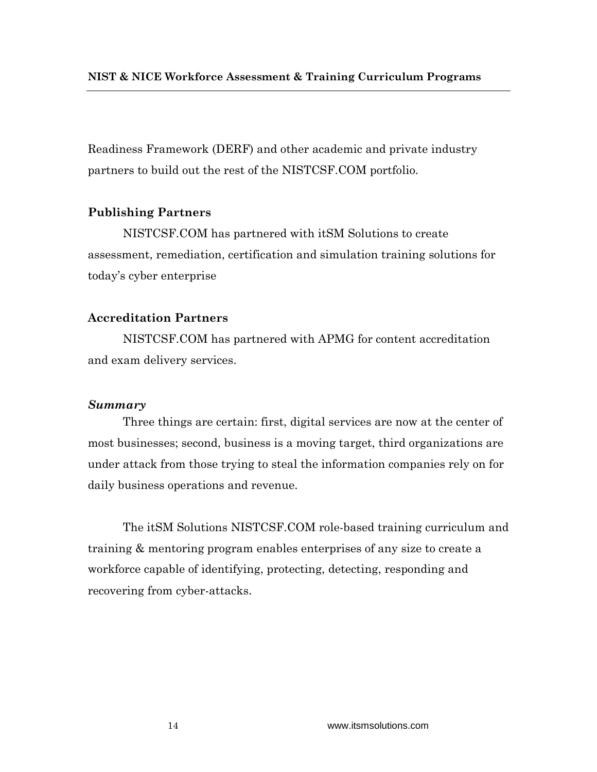Readiness Framework (DERF) and other academic and private industry partners to build out the rest of the NISTCSF.COM portfolio.

### Publishing Partners

NISTCSF.COM has partnered with itSM Solutions to create assessment, remediation, certification and simulation training solutions for today's cyber enterprise

### Accreditation Partners

NISTCSF.COM has partnered with APMG for content accreditation and exam delivery services.

### *Summary*

Three things are certain: first, digital services are now at the center of most businesses; second, business is a moving target, third organizations are under attack from those trying to steal the information companies rely on for daily business operations and revenue.

The itSM Solutions NISTCSF.COM role-based training curriculum and training & mentoring program enables enterprises of any size to create a workforce capable of identifying, protecting, detecting, responding and recovering from cyber-attacks.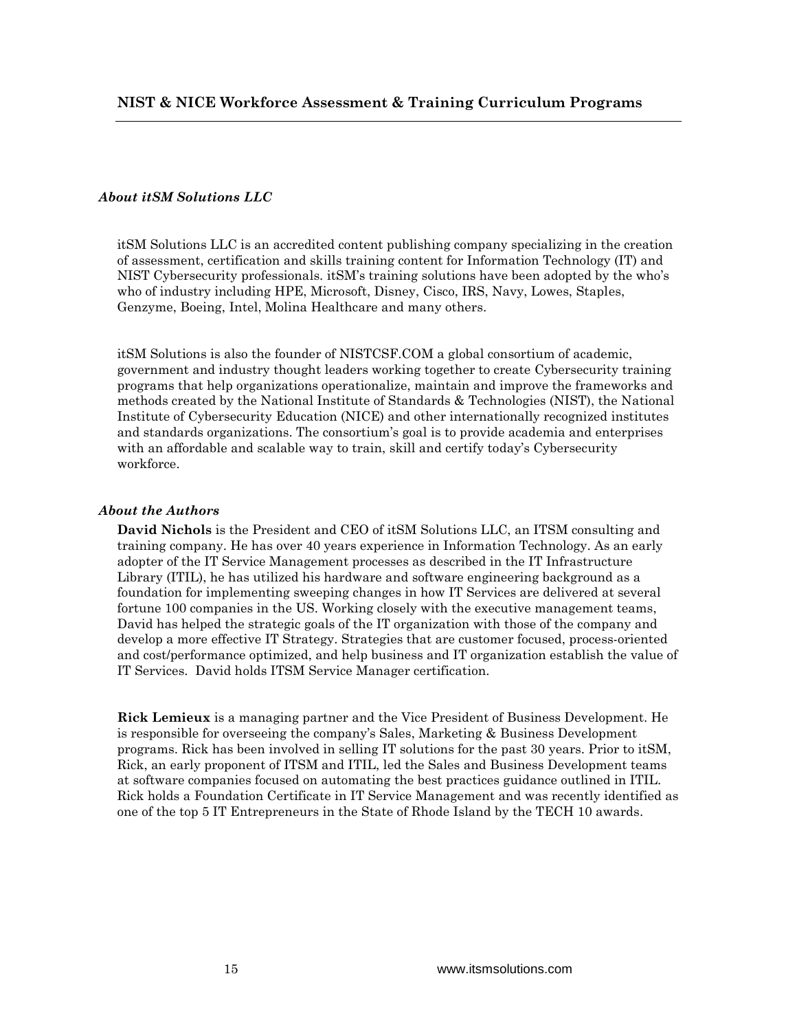### *About itSM Solutions LLC*

itSM Solutions LLC is an accredited content publishing company specializing in the creation of assessment, certification and skills training content for Information Technology (IT) and NIST Cybersecurity professionals. itSM's training solutions have been adopted by the who's who of industry including HPE, Microsoft, Disney, Cisco, IRS, Navy, Lowes, Staples, Genzyme, Boeing, Intel, Molina Healthcare and many others.

itSM Solutions is also the founder of NISTCSF.COM a global consortium of academic, government and industry thought leaders working together to create Cybersecurity training programs that help organizations operationalize, maintain and improve the frameworks and methods created by the National Institute of Standards & Technologies (NIST), the National Institute of Cybersecurity Education (NICE) and other internationally recognized institutes and standards organizations. The consortium's goal is to provide academia and enterprises with an affordable and scalable way to train, skill and certify today's Cybersecurity workforce.

### *About the Authors*

**David Nichols** is the President and CEO of itSM Solutions LLC, an ITSM consulting and training company. He has over 40 years experience in Information Technology. As an early adopter of the IT Service Management processes as described in the IT Infrastructure Library (ITIL), he has utilized his hardware and software engineering background as a foundation for implementing sweeping changes in how IT Services are delivered at several fortune 100 companies in the US. Working closely with the executive management teams, David has helped the strategic goals of the IT organization with those of the company and develop a more effective IT Strategy. Strategies that are customer focused, process-oriented and cost/performance optimized, and help business and IT organization establish the value of IT Services. David holds ITSM Service Manager certification.

**Rick Lemieux** is a managing partner and the Vice President of Business Development. He is responsible for overseeing the company's Sales, Marketing & Business Development programs. Rick has been involved in selling IT solutions for the past 30 years. Prior to itSM, Rick, an early proponent of ITSM and ITIL, led the Sales and Business Development teams at software companies focused on automating the best practices guidance outlined in ITIL. Rick holds a Foundation Certificate in IT Service Management and was recently identified as one of the top 5 IT Entrepreneurs in the State of Rhode Island by the TECH 10 awards.